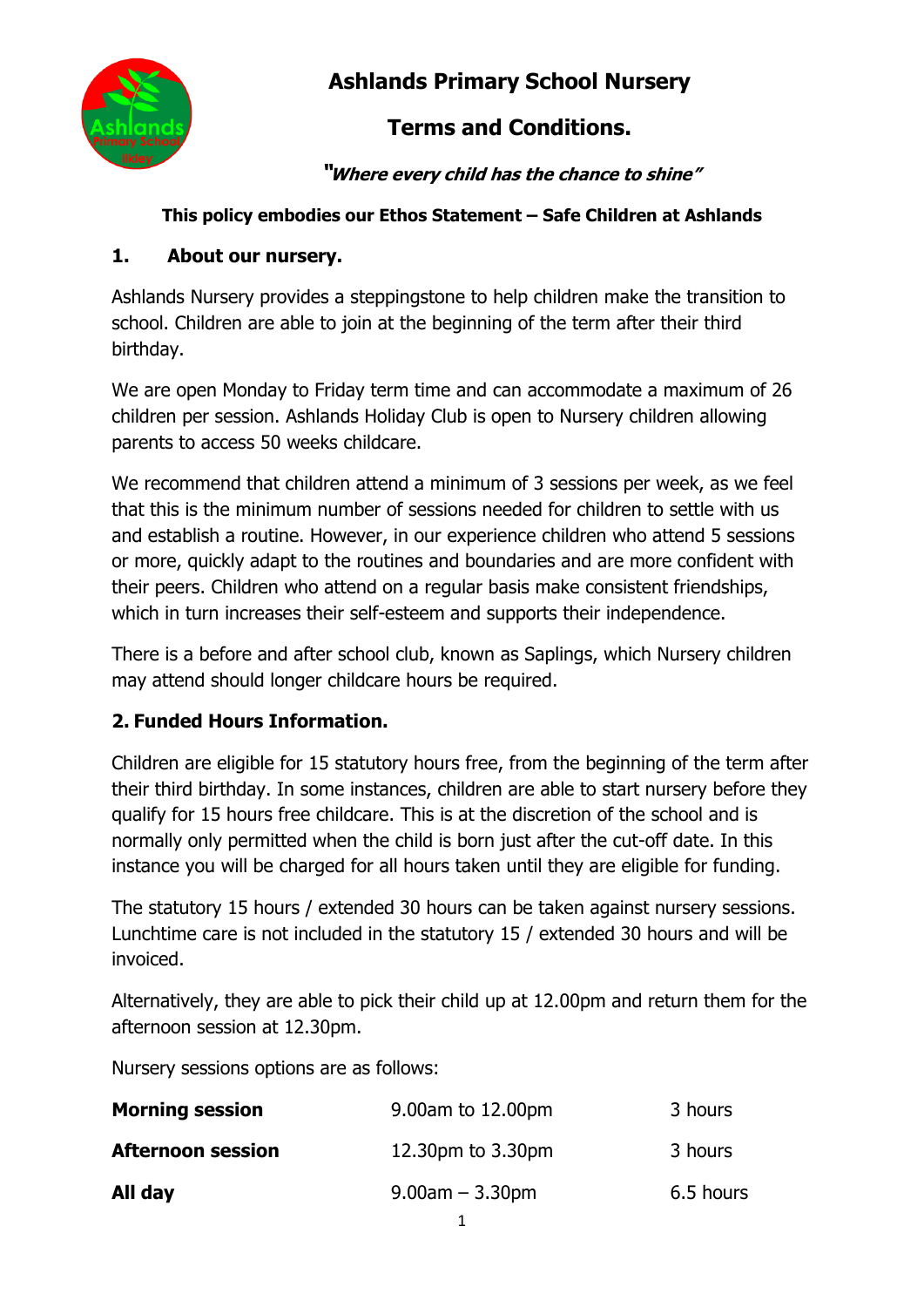# Ashlands Primary School Nursery

# Terms and Conditions.

***"Where every child has the chance to shine"***

**This policy embodies our Ethos Statement – Safe Children at Ashlands**

## 1. About our nursery.

Ashlands Nursery provides a steppingstone to help children make the transition to school. Children are able to join at the beginning of the term after their third birthday.

We are open Monday to Friday term time and can accommodate a maximum of 26 children per session. Ashlands Holiday Club is open to Nursery children allowing parents to access 50 weeks childcare.

We recommend that children attend a minimum of 3 sessions per week, as we feel that this is the minimum number of sessions needed for children to settle with us and establish a routine. However, in our experience children who attend 5 sessions or more, quickly adapt to the routines and boundaries and are more confident with their peers. Children who attend on a regular basis make consistent friendships, which in turn increases their self-esteem and supports their independence.

There is a before and after school club, known as Saplings, which Nursery children may attend should longer childcare hours be required.

## 2. Funded Hours Information.

Children are eligible for 15 statutory hours free, from the beginning of the term after their third birthday. In some instances, children are able to start nursery before they qualify for 15 hours free childcare. This is at the discretion of the school and is normally only permitted when the child is born just after the cut-off date. In this instance you will be charged for all hours taken until they are eligible for funding.

The statutory 15 hours / extended 30 hours can be taken against nursery sessions. Lunchtime care is not included in the statutory 15 / extended 30 hours and will be invoiced.

Alternatively, they are able to pick their child up at 12.00pm and return them for the afternoon session at 12.30pm.

Nursery sessions options are as follows:

| | | |
|---|---|---|
| **Morning session** | 9.00am to 12.00pm | 3 hours |
| **Afternoon session** | 12.30pm to 3.30pm | 3 hours |
| **All day** | 9.00am – 3.30pm | 6.5 hours |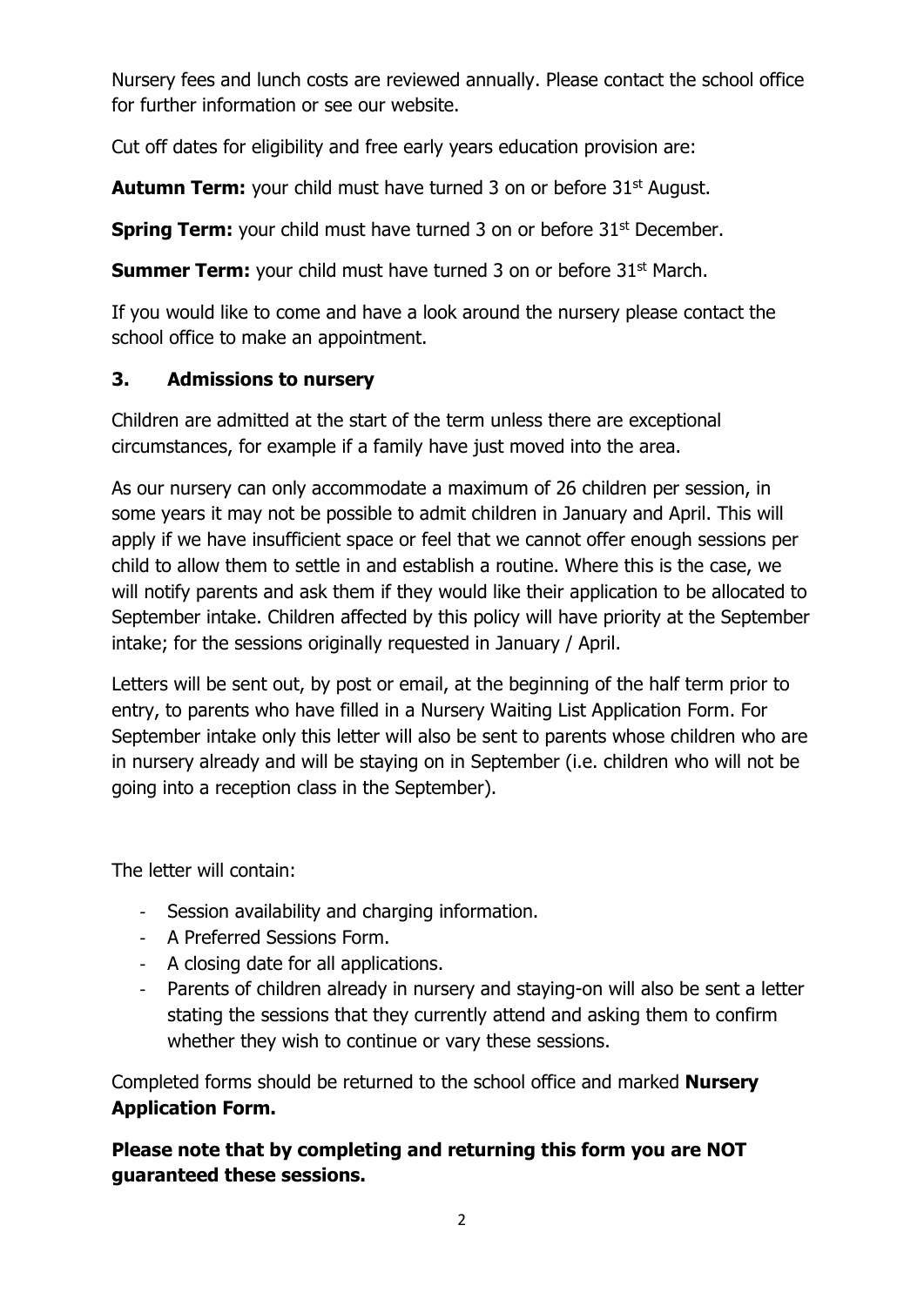Nursery fees and lunch costs are reviewed annually. Please contact the school office for further information or see our website.

Cut off dates for eligibility and free early years education provision are:

**Autumn Term:** your child must have turned 3 on or before 31st August.

**Spring Term:** your child must have turned 3 on or before 31st December.

**Summer Term:** your child must have turned 3 on or before 31st March.

If you would like to come and have a look around the nursery please contact the school office to make an appointment.

## 3. Admissions to nursery

Children are admitted at the start of the term unless there are exceptional circumstances, for example if a family have just moved into the area.

As our nursery can only accommodate a maximum of 26 children per session, in some years it may not be possible to admit children in January and April. This will apply if we have insufficient space or feel that we cannot offer enough sessions per child to allow them to settle in and establish a routine. Where this is the case, we will notify parents and ask them if they would like their application to be allocated to September intake. Children affected by this policy will have priority at the September intake; for the sessions originally requested in January / April.

Letters will be sent out, by post or email, at the beginning of the half term prior to entry, to parents who have filled in a Nursery Waiting List Application Form. For September intake only this letter will also be sent to parents whose children who are in nursery already and will be staying on in September (i.e. children who will not be going into a reception class in the September).

The letter will contain:

- Session availability and charging information.
- A Preferred Sessions Form.
- A closing date for all applications.
- Parents of children already in nursery and staying-on will also be sent a letter stating the sessions that they currently attend and asking them to confirm whether they wish to continue or vary these sessions.

Completed forms should be returned to the school office and marked **Nursery Application Form.**

**Please note that by completing and returning this form you are NOT guaranteed these sessions.**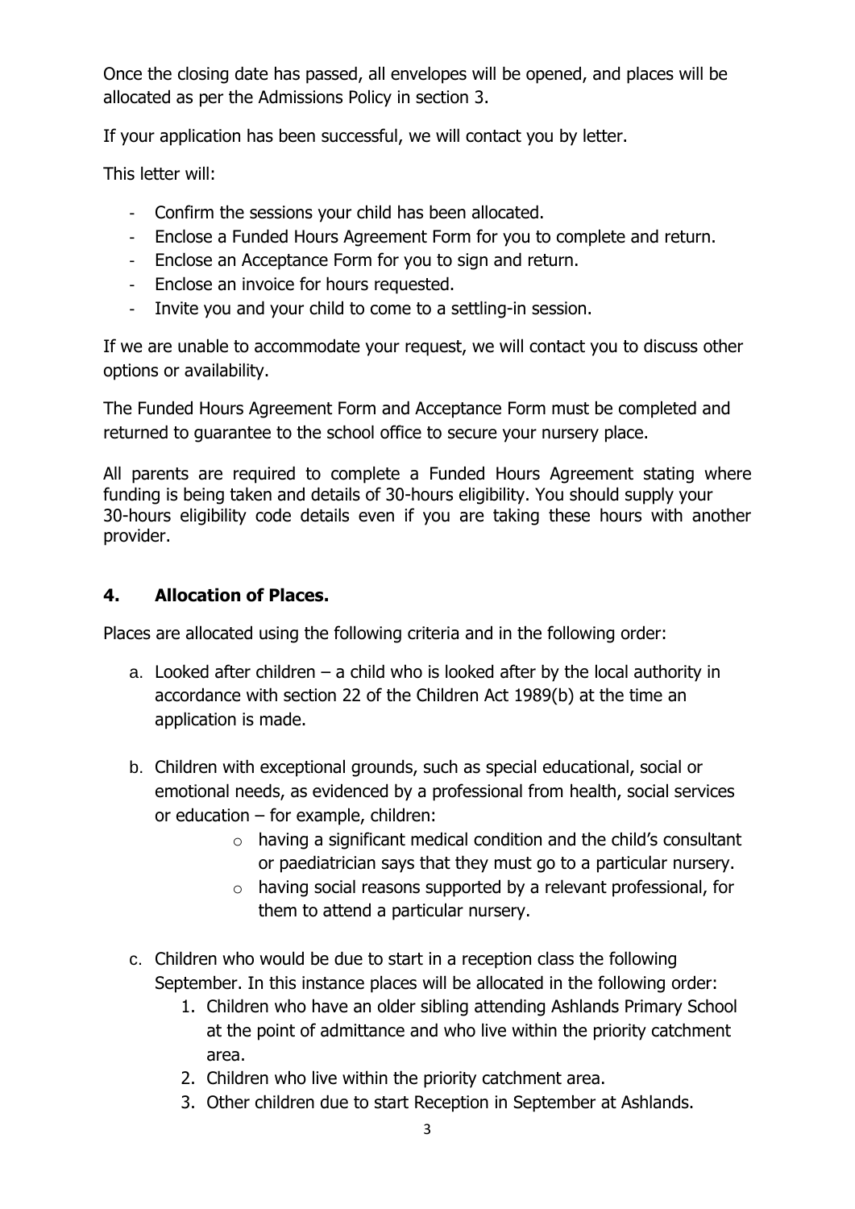Once the closing date has passed, all envelopes will be opened, and places will be allocated as per the Admissions Policy in section 3.

If your application has been successful, we will contact you by letter.

This letter will:

- Confirm the sessions your child has been allocated.
- Enclose a Funded Hours Agreement Form for you to complete and return.
- Enclose an Acceptance Form for you to sign and return.
- Enclose an invoice for hours requested.
- Invite you and your child to come to a settling-in session.

If we are unable to accommodate your request, we will contact you to discuss other options or availability.

The Funded Hours Agreement Form and Acceptance Form must be completed and returned to guarantee to the school office to secure your nursery place.

All parents are required to complete a Funded Hours Agreement stating where funding is being taken and details of 30-hours eligibility. You should supply your 30-hours eligibility code details even if you are taking these hours with another provider.

## 4. Allocation of Places.

Places are allocated using the following criteria and in the following order:

a. Looked after children – a child who is looked after by the local authority in accordance with section 22 of the Children Act 1989(b) at the time an application is made.

b. Children with exceptional grounds, such as special educational, social or emotional needs, as evidenced by a professional from health, social services or education – for example, children:
    - having a significant medical condition and the child's consultant or paediatrician says that they must go to a particular nursery.
    - having social reasons supported by a relevant professional, for them to attend a particular nursery.

c. Children who would be due to start in a reception class the following September. In this instance places will be allocated in the following order:
    1. Children who have an older sibling attending Ashlands Primary School at the point of admittance and who live within the priority catchment area.
    2. Children who live within the priority catchment area.
    3. Other children due to start Reception in September at Ashlands.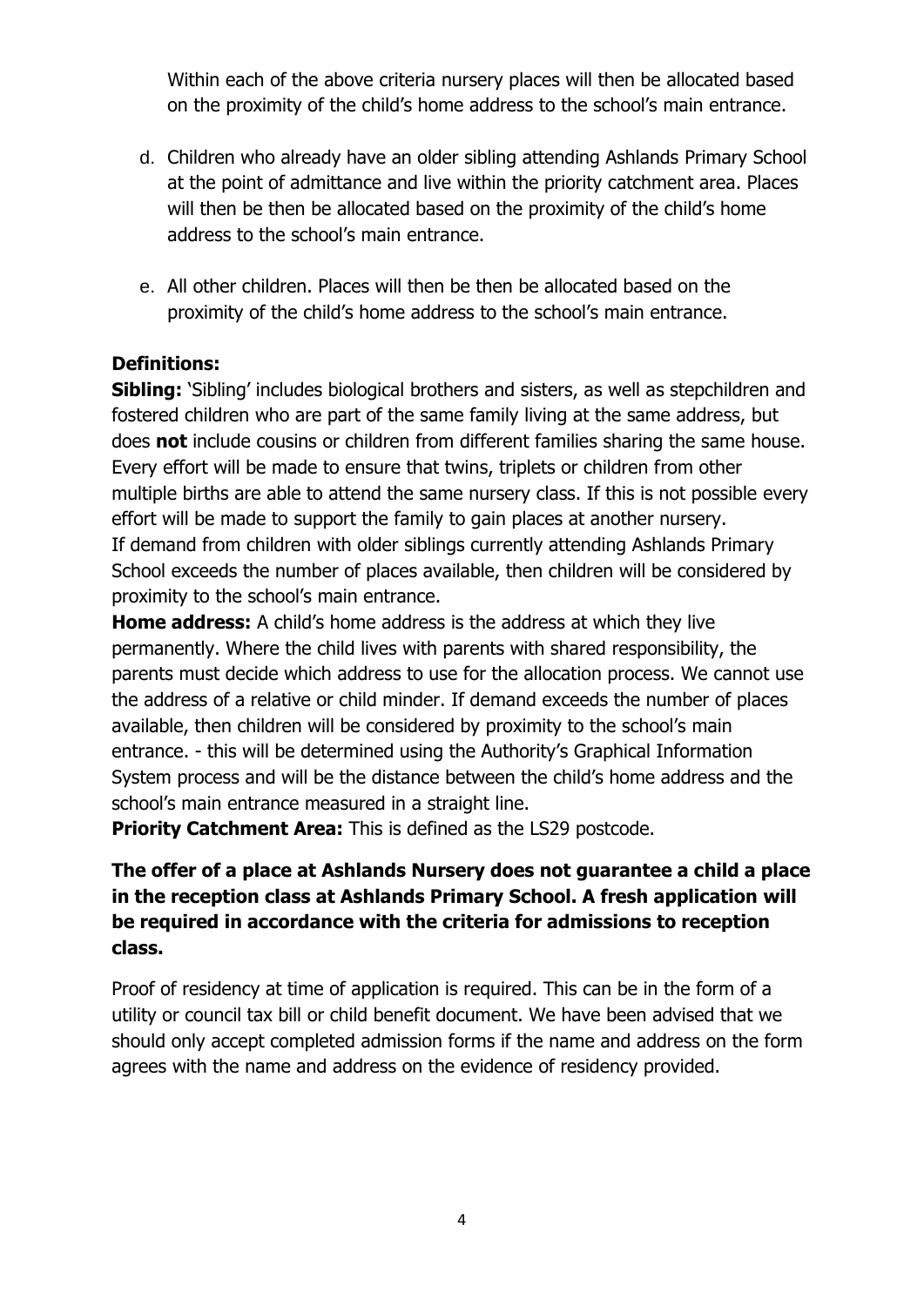Within each of the above criteria nursery places will then be allocated based on the proximity of the child's home address to the school's main entrance.

d. Children who already have an older sibling attending Ashlands Primary School at the point of admittance and live within the priority catchment area. Places will then be then be allocated based on the proximity of the child's home address to the school's main entrance.

e. All other children. Places will then be then be allocated based on the proximity of the child's home address to the school's main entrance.

**Definitions:**

**Sibling:** 'Sibling' includes biological brothers and sisters, as well as stepchildren and fostered children who are part of the same family living at the same address, but does **not** include cousins or children from different families sharing the same house. Every effort will be made to ensure that twins, triplets or children from other multiple births are able to attend the same nursery class. If this is not possible every effort will be made to support the family to gain places at another nursery. If demand from children with older siblings currently attending Ashlands Primary School exceeds the number of places available, then children will be considered by proximity to the school's main entrance.

**Home address:** A child's home address is the address at which they live permanently. Where the child lives with parents with shared responsibility, the parents must decide which address to use for the allocation process. We cannot use the address of a relative or child minder. If demand exceeds the number of places available, then children will be considered by proximity to the school's main entrance. - this will be determined using the Authority's Graphical Information System process and will be the distance between the child's home address and the school's main entrance measured in a straight line.

**Priority Catchment Area:** This is defined as the LS29 postcode.

**The offer of a place at Ashlands Nursery does not guarantee a child a place in the reception class at Ashlands Primary School. A fresh application will be required in accordance with the criteria for admissions to reception class.**

Proof of residency at time of application is required. This can be in the form of a utility or council tax bill or child benefit document. We have been advised that we should only accept completed admission forms if the name and address on the form agrees with the name and address on the evidence of residency provided.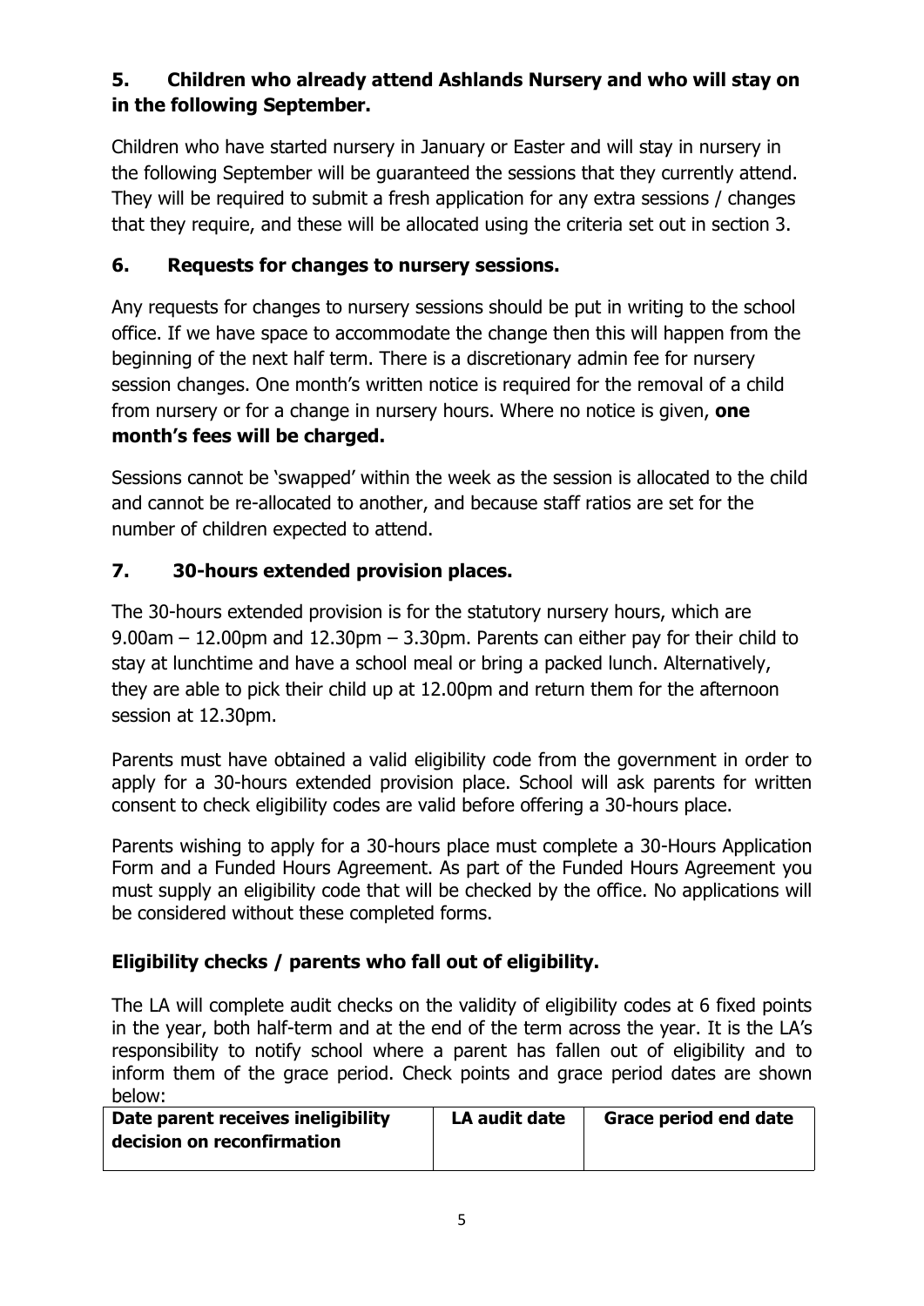## 5. Children who already attend Ashlands Nursery and who will stay on in the following September.

Children who have started nursery in January or Easter and will stay in nursery in the following September will be guaranteed the sessions that they currently attend. They will be required to submit a fresh application for any extra sessions / changes that they require, and these will be allocated using the criteria set out in section 3.

## 6. Requests for changes to nursery sessions.

Any requests for changes to nursery sessions should be put in writing to the school office. If we have space to accommodate the change then this will happen from the beginning of the next half term. There is a discretionary admin fee for nursery session changes. One month's written notice is required for the removal of a child from nursery or for a change in nursery hours. Where no notice is given, **one month's fees will be charged.**

Sessions cannot be 'swapped' within the week as the session is allocated to the child and cannot be re-allocated to another, and because staff ratios are set for the number of children expected to attend.

## 7. 30-hours extended provision places.

The 30-hours extended provision is for the statutory nursery hours, which are 9.00am – 12.00pm and 12.30pm – 3.30pm. Parents can either pay for their child to stay at lunchtime and have a school meal or bring a packed lunch. Alternatively, they are able to pick their child up at 12.00pm and return them for the afternoon session at 12.30pm.

Parents must have obtained a valid eligibility code from the government in order to apply for a 30-hours extended provision place. School will ask parents for written consent to check eligibility codes are valid before offering a 30-hours place.

Parents wishing to apply for a 30-hours place must complete a 30-Hours Application Form and a Funded Hours Agreement. As part of the Funded Hours Agreement you must supply an eligibility code that will be checked by the office. No applications will be considered without these completed forms.

### Eligibility checks / parents who fall out of eligibility.

The LA will complete audit checks on the validity of eligibility codes at 6 fixed points in the year, both half-term and at the end of the term across the year. It is the LA's responsibility to notify school where a parent has fallen out of eligibility and to inform them of the grace period. Check points and grace period dates are shown below:

| Date parent receives ineligibility decision on reconfirmation | LA audit date | Grace period end date |
| --- | --- | --- |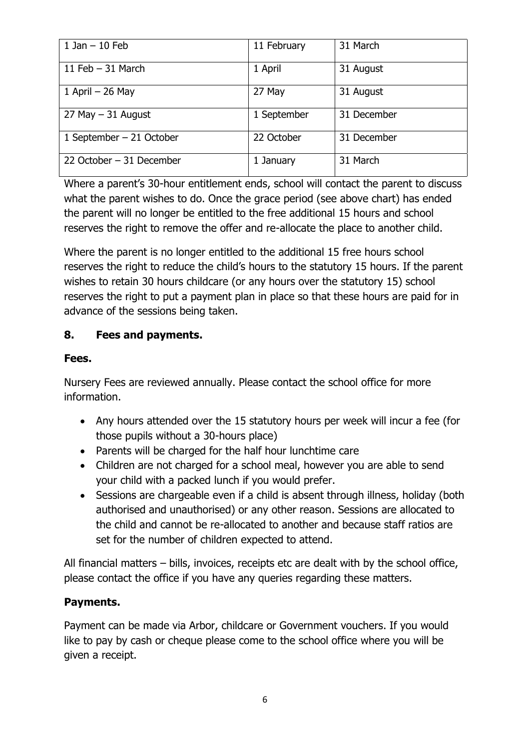| 1 Jan – 10 Feb | 11 February | 31 March |
| --- | --- | --- |
| 11 Feb – 31 March | 1 April | 31 August |
| 1 April – 26 May | 27 May | 31 August |
| 27 May – 31 August | 1 September | 31 December |
| 1 September – 21 October | 22 October | 31 December |
| 22 October – 31 December | 1 January | 31 March |

Where a parent's 30-hour entitlement ends, school will contact the parent to discuss what the parent wishes to do. Once the grace period (see above chart) has ended the parent will no longer be entitled to the free additional 15 hours and school reserves the right to remove the offer and re-allocate the place to another child.

Where the parent is no longer entitled to the additional 15 free hours school reserves the right to reduce the child's hours to the statutory 15 hours. If the parent wishes to retain 30 hours childcare (or any hours over the statutory 15) school reserves the right to put a payment plan in place so that these hours are paid for in advance of the sessions being taken.

## 8. Fees and payments.

### Fees.

Nursery Fees are reviewed annually. Please contact the school office for more information.

- Any hours attended over the 15 statutory hours per week will incur a fee (for those pupils without a 30-hours place)
- Parents will be charged for the half hour lunchtime care
- Children are not charged for a school meal, however you are able to send your child with a packed lunch if you would prefer.
- Sessions are chargeable even if a child is absent through illness, holiday (both authorised and unauthorised) or any other reason. Sessions are allocated to the child and cannot be re-allocated to another and because staff ratios are set for the number of children expected to attend.

All financial matters – bills, invoices, receipts etc are dealt with by the school office, please contact the office if you have any queries regarding these matters.

### Payments.

Payment can be made via Arbor, childcare or Government vouchers. If you would like to pay by cash or cheque please come to the school office where you will be given a receipt.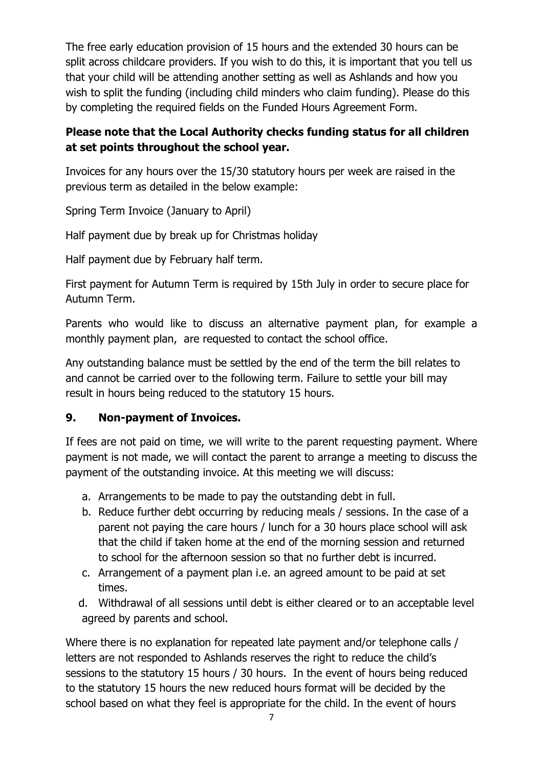The free early education provision of 15 hours and the extended 30 hours can be split across childcare providers. If you wish to do this, it is important that you tell us that your child will be attending another setting as well as Ashlands and how you wish to split the funding (including child minders who claim funding). Please do this by completing the required fields on the Funded Hours Agreement Form.

**Please note that the Local Authority checks funding status for all children at set points throughout the school year.**

Invoices for any hours over the 15/30 statutory hours per week are raised in the previous term as detailed in the below example:

Spring Term Invoice (January to April)

Half payment due by break up for Christmas holiday

Half payment due by February half term.

First payment for Autumn Term is required by 15th July in order to secure place for Autumn Term.

Parents who would like to discuss an alternative payment plan, for example a monthly payment plan, are requested to contact the school office.

Any outstanding balance must be settled by the end of the term the bill relates to and cannot be carried over to the following term. Failure to settle your bill may result in hours being reduced to the statutory 15 hours.

## 9. Non-payment of Invoices.

If fees are not paid on time, we will write to the parent requesting payment. Where payment is not made, we will contact the parent to arrange a meeting to discuss the payment of the outstanding invoice. At this meeting we will discuss:

a. Arrangements to be made to pay the outstanding debt in full.
b. Reduce further debt occurring by reducing meals / sessions. In the case of a parent not paying the care hours / lunch for a 30 hours place school will ask that the child if taken home at the end of the morning session and returned to school for the afternoon session so that no further debt is incurred.
c. Arrangement of a payment plan i.e. an agreed amount to be paid at set times.
d. Withdrawal of all sessions until debt is either cleared or to an acceptable level agreed by parents and school.

Where there is no explanation for repeated late payment and/or telephone calls / letters are not responded to Ashlands reserves the right to reduce the child's sessions to the statutory 15 hours / 30 hours. In the event of hours being reduced to the statutory 15 hours the new reduced hours format will be decided by the school based on what they feel is appropriate for the child. In the event of hours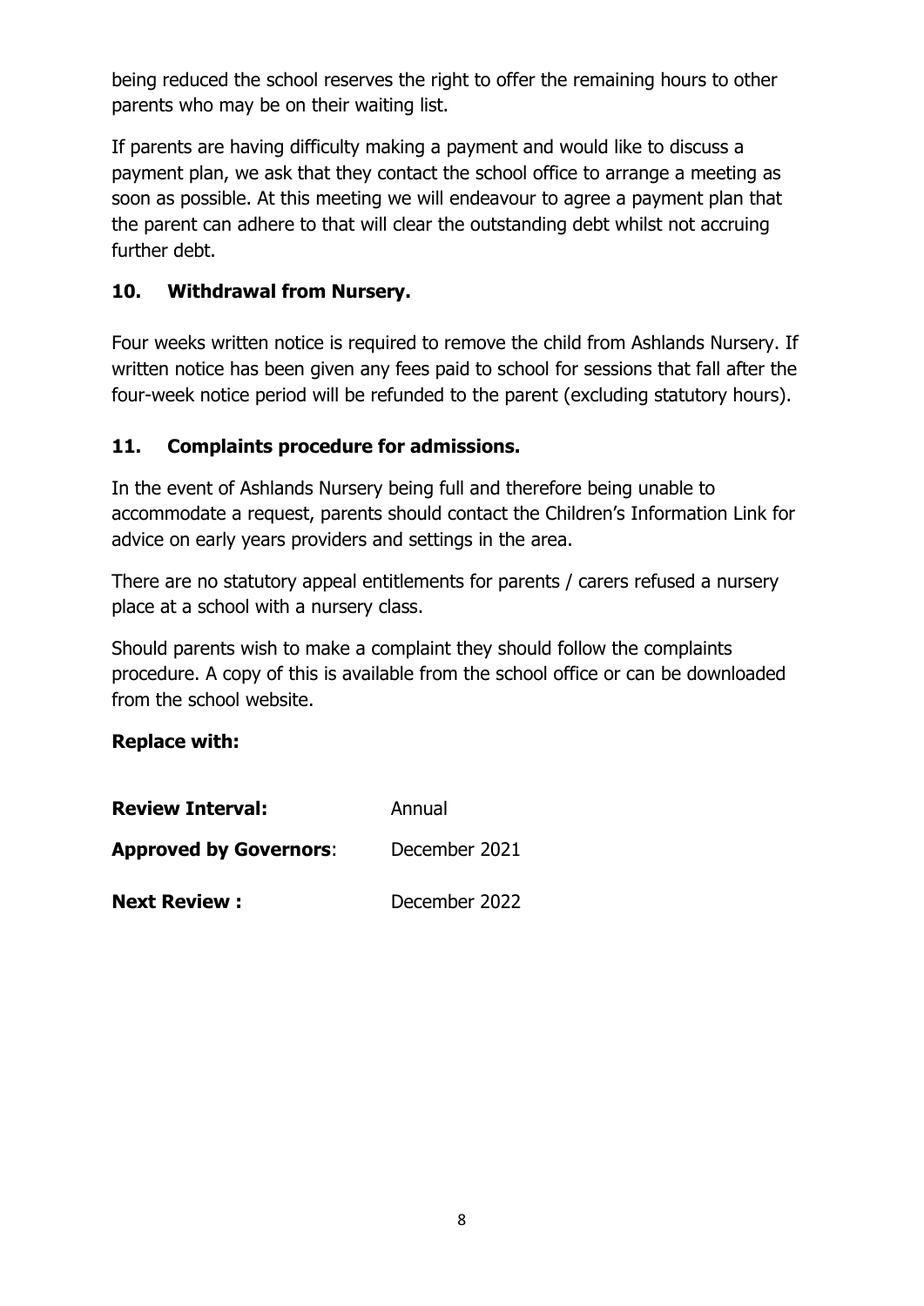being reduced the school reserves the right to offer the remaining hours to other parents who may be on their waiting list.

If parents are having difficulty making a payment and would like to discuss a payment plan, we ask that they contact the school office to arrange a meeting as soon as possible. At this meeting we will endeavour to agree a payment plan that the parent can adhere to that will clear the outstanding debt whilst not accruing further debt.

## 10. Withdrawal from Nursery.

Four weeks written notice is required to remove the child from Ashlands Nursery. If written notice has been given any fees paid to school for sessions that fall after the four-week notice period will be refunded to the parent (excluding statutory hours).

## 11. Complaints procedure for admissions.

In the event of Ashlands Nursery being full and therefore being unable to accommodate a request, parents should contact the Children's Information Link for advice on early years providers and settings in the area.

There are no statutory appeal entitlements for parents / carers refused a nursery place at a school with a nursery class.

Should parents wish to make a complaint they should follow the complaints procedure. A copy of this is available from the school office or can be downloaded from the school website.

**Replace with:**

| | |
|---|---|
| **Review Interval:** | Annual |
| **Approved by Governors**: | December 2021 |
| **Next Review :** | December 2022 |